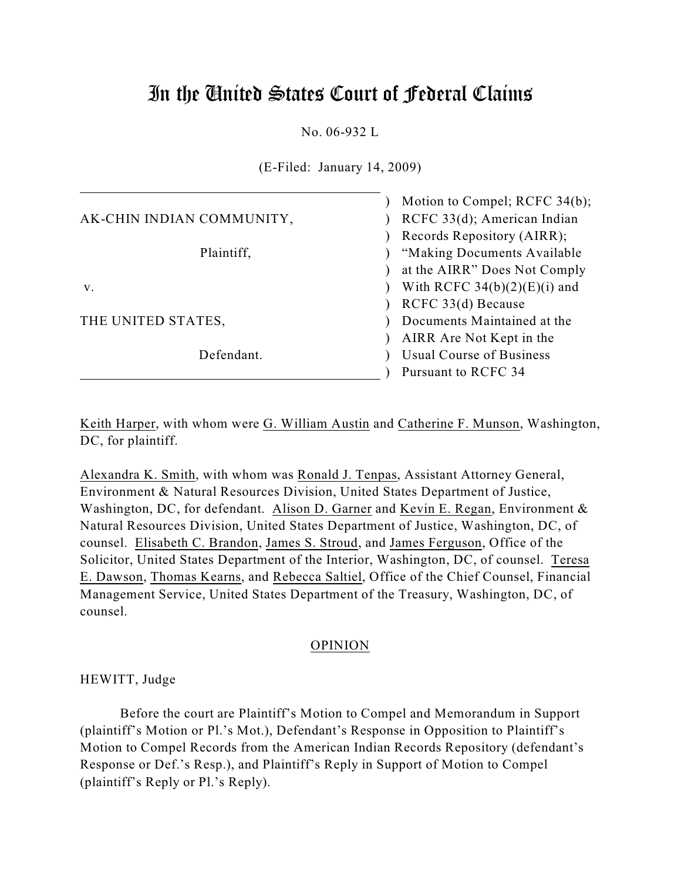# In the United States Court of Federal Claims

No. 06-932 L

(E-Filed: January 14, 2009)

| | |
|---|---|
| AK-CHIN INDIAN COMMUNITY,<br><br>Plaintiff,<br><br>v.<br><br>THE UNITED STATES,<br><br>Defendant. | ) Motion to Compel; RCFC 34(b);<br>) RCFC 33(d); American Indian<br>) Records Repository (AIRR);<br>) "Making Documents Available<br>) at the AIRR" Does Not Comply<br>) With RCFC 34(b)(2)(E)(i) and<br>) RCFC 33(d) Because<br>) Documents Maintained at the<br>) AIRR Are Not Kept in the<br>) Usual Course of Business<br>) Pursuant to RCFC 34 |

Keith Harper, with whom were G. William Austin and Catherine F. Munson, Washington, DC, for plaintiff.

Alexandra K. Smith, with whom was Ronald J. Tenpas, Assistant Attorney General, Environment & Natural Resources Division, United States Department of Justice, Washington, DC, for defendant. Alison D. Garner and Kevin E. Regan, Environment & Natural Resources Division, United States Department of Justice, Washington, DC, of counsel. Elisabeth C. Brandon, James S. Stroud, and James Ferguson, Office of the Solicitor, United States Department of the Interior, Washington, DC, of counsel. Teresa E. Dawson, Thomas Kearns, and Rebecca Saltiel, Office of the Chief Counsel, Financial Management Service, United States Department of the Treasury, Washington, DC, of counsel.

## OPINION

HEWITT, Judge

Before the court are Plaintiff's Motion to Compel and Memorandum in Support (plaintiff's Motion or Pl.'s Mot.), Defendant's Response in Opposition to Plaintiff's Motion to Compel Records from the American Indian Records Repository (defendant's Response or Def.'s Resp.), and Plaintiff's Reply in Support of Motion to Compel (plaintiff's Reply or Pl.'s Reply).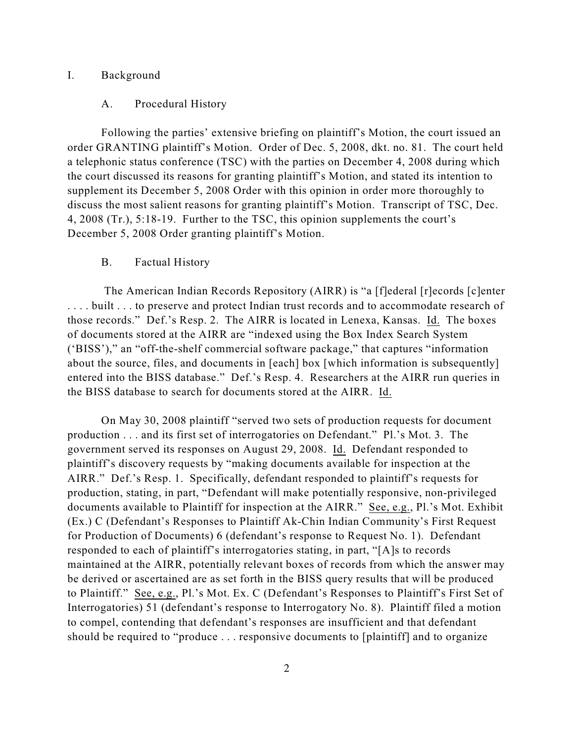## I. Background

### A. Procedural History

Following the parties' extensive briefing on plaintiff's Motion, the court issued an order GRANTING plaintiff's Motion. Order of Dec. 5, 2008, dkt. no. 81. The court held a telephonic status conference (TSC) with the parties on December 4, 2008 during which the court discussed its reasons for granting plaintiff's Motion, and stated its intention to supplement its December 5, 2008 Order with this opinion in order more thoroughly to discuss the most salient reasons for granting plaintiff's Motion. Transcript of TSC, Dec. 4, 2008 (Tr.), 5:18-19. Further to the TSC, this opinion supplements the court's December 5, 2008 Order granting plaintiff's Motion.

### B. Factual History

The American Indian Records Repository (AIRR) is "a [f]ederal [r]ecords [c]enter . . . . built . . . to preserve and protect Indian trust records and to accommodate research of those records." Def.'s Resp. 2. The AIRR is located in Lenexa, Kansas. Id. The boxes of documents stored at the AIRR are "indexed using the Box Index Search System ('BISS')," an "off-the-shelf commercial software package," that captures "information about the source, files, and documents in [each] box [which information is subsequently] entered into the BISS database." Def.'s Resp. 4. Researchers at the AIRR run queries in the BISS database to search for documents stored at the AIRR. Id.

On May 30, 2008 plaintiff "served two sets of production requests for document production . . . and its first set of interrogatories on Defendant." Pl.'s Mot. 3. The government served its responses on August 29, 2008. Id. Defendant responded to plaintiff's discovery requests by "making documents available for inspection at the AIRR." Def.'s Resp. 1. Specifically, defendant responded to plaintiff's requests for production, stating, in part, "Defendant will make potentially responsive, non-privileged documents available to Plaintiff for inspection at the AIRR." See, e.g., Pl.'s Mot. Exhibit (Ex.) C (Defendant's Responses to Plaintiff Ak-Chin Indian Community's First Request for Production of Documents) 6 (defendant's response to Request No. 1). Defendant responded to each of plaintiff's interrogatories stating, in part, "[A]s to records maintained at the AIRR, potentially relevant boxes of records from which the answer may be derived or ascertained are as set forth in the BISS query results that will be produced to Plaintiff." See, e.g., Pl.'s Mot. Ex. C (Defendant's Responses to Plaintiff's First Set of Interrogatories) 51 (defendant's response to Interrogatory No. 8). Plaintiff filed a motion to compel, contending that defendant's responses are insufficient and that defendant should be required to "produce . . . responsive documents to [plaintiff] and to organize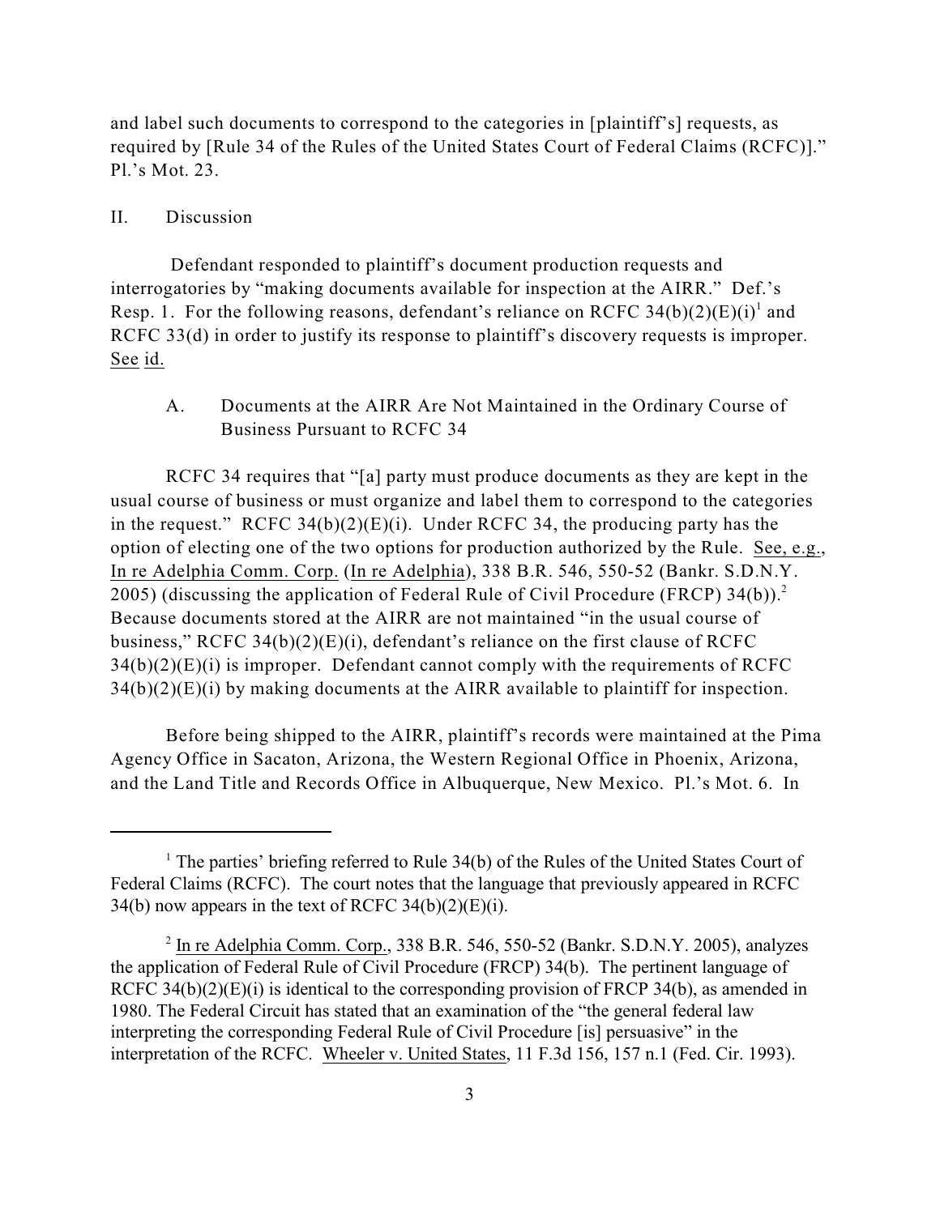and label such documents to correspond to the categories in [plaintiff's] requests, as required by [Rule 34 of the Rules of the United States Court of Federal Claims (RCFC)]." Pl.'s Mot. 23.

II. Discussion

Defendant responded to plaintiff's document production requests and interrogatories by "making documents available for inspection at the AIRR." Def.'s Resp. 1. For the following reasons, defendant's reliance on RCFC 34(b)(2)(E)(i)[1] and RCFC 33(d) in order to justify its response to plaintiff's discovery requests is improper. See id.

A. Documents at the AIRR Are Not Maintained in the Ordinary Course of Business Pursuant to RCFC 34

RCFC 34 requires that "[a] party must produce documents as they are kept in the usual course of business or must organize and label them to correspond to the categories in the request." RCFC 34(b)(2)(E)(i). Under RCFC 34, the producing party has the option of electing one of the two options for production authorized by the Rule. See, e.g., In re Adelphia Comm. Corp. (In re Adelphia), 338 B.R. 546, 550-52 (Bankr. S.D.N.Y. 2005) (discussing the application of Federal Rule of Civil Procedure (FRCP) 34(b)).[2] Because documents stored at the AIRR are not maintained "in the usual course of business," RCFC 34(b)(2)(E)(i), defendant's reliance on the first clause of RCFC 34(b)(2)(E)(i) is improper. Defendant cannot comply with the requirements of RCFC 34(b)(2)(E)(i) by making documents at the AIRR available to plaintiff for inspection.

Before being shipped to the AIRR, plaintiff's records were maintained at the Pima Agency Office in Sacaton, Arizona, the Western Regional Office in Phoenix, Arizona, and the Land Title and Records Office in Albuquerque, New Mexico. Pl.'s Mot. 6. In

---

[1] The parties' briefing referred to Rule 34(b) of the Rules of the United States Court of Federal Claims (RCFC). The court notes that the language that previously appeared in RCFC 34(b) now appears in the text of RCFC 34(b)(2)(E)(i).

[2] In re Adelphia Comm. Corp., 338 B.R. 546, 550-52 (Bankr. S.D.N.Y. 2005), analyzes the application of Federal Rule of Civil Procedure (FRCP) 34(b). The pertinent language of RCFC 34(b)(2)(E)(i) is identical to the corresponding provision of FRCP 34(b), as amended in 1980. The Federal Circuit has stated that an examination of the "the general federal law interpreting the corresponding Federal Rule of Civil Procedure [is] persuasive" in the interpretation of the RCFC. Wheeler v. United States, 11 F.3d 156, 157 n.1 (Fed. Cir. 1993).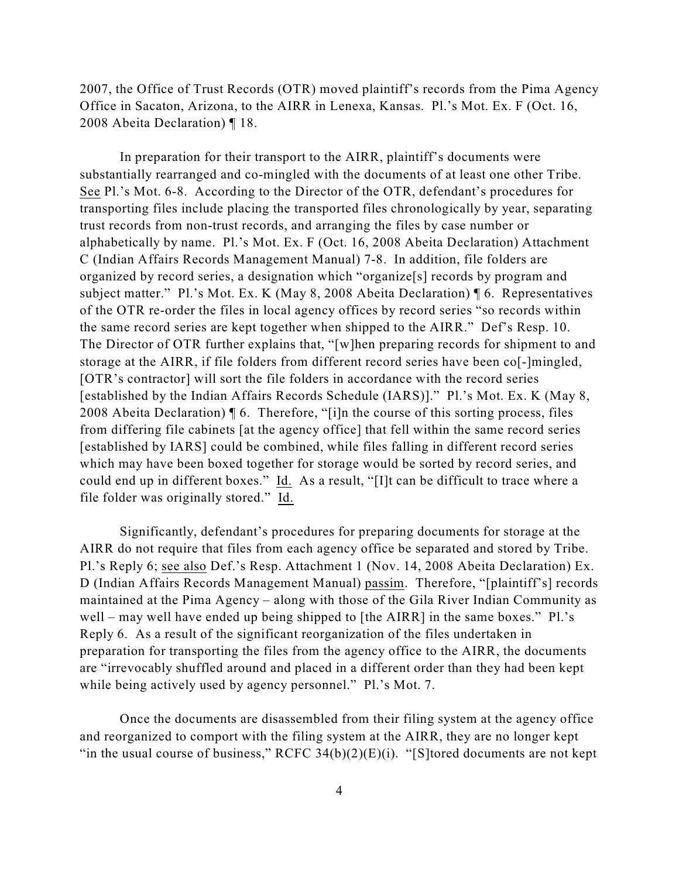2007, the Office of Trust Records (OTR) moved plaintiff's records from the Pima Agency Office in Sacaton, Arizona, to the AIRR in Lenexa, Kansas. Pl.'s Mot. Ex. F (Oct. 16, 2008 Abeita Declaration) ¶ 18.

In preparation for their transport to the AIRR, plaintiff's documents were substantially rearranged and co-mingled with the documents of at least one other Tribe. See Pl.'s Mot. 6-8. According to the Director of the OTR, defendant's procedures for transporting files include placing the transported files chronologically by year, separating trust records from non-trust records, and arranging the files by case number or alphabetically by name. Pl.'s Mot. Ex. F (Oct. 16, 2008 Abeita Declaration) Attachment C (Indian Affairs Records Management Manual) 7-8. In addition, file folders are organized by record series, a designation which "organize[s] records by program and subject matter." Pl.'s Mot. Ex. K (May 8, 2008 Abeita Declaration) ¶ 6. Representatives of the OTR re-order the files in local agency offices by record series "so records within the same record series are kept together when shipped to the AIRR." Def's Resp. 10. The Director of OTR further explains that, "[w]hen preparing records for shipment to and storage at the AIRR, if file folders from different record series have been co[-]mingled, [OTR's contractor] will sort the file folders in accordance with the record series [established by the Indian Affairs Records Schedule (IARS)]." Pl.'s Mot. Ex. K (May 8, 2008 Abeita Declaration) ¶ 6. Therefore, "[i]n the course of this sorting process, files from differing file cabinets [at the agency office] that fell within the same record series [established by IARS] could be combined, while files falling in different record series which may have been boxed together for storage would be sorted by record series, and could end up in different boxes." Id. As a result, "[I]t can be difficult to trace where a file folder was originally stored." Id.

Significantly, defendant's procedures for preparing documents for storage at the AIRR do not require that files from each agency office be separated and stored by Tribe. Pl.'s Reply 6; see also Def.'s Resp. Attachment 1 (Nov. 14, 2008 Abeita Declaration) Ex. D (Indian Affairs Records Management Manual) passim. Therefore, "[plaintiff's] records maintained at the Pima Agency – along with those of the Gila River Indian Community as well – may well have ended up being shipped to [the AIRR] in the same boxes." Pl.'s Reply 6. As a result of the significant reorganization of the files undertaken in preparation for transporting the files from the agency office to the AIRR, the documents are "irrevocably shuffled around and placed in a different order than they had been kept while being actively used by agency personnel." Pl.'s Mot. 7.

Once the documents are disassembled from their filing system at the agency office and reorganized to comport with the filing system at the AIRR, they are no longer kept "in the usual course of business," RCFC 34(b)(2)(E)(i). "[S]tored documents are not kept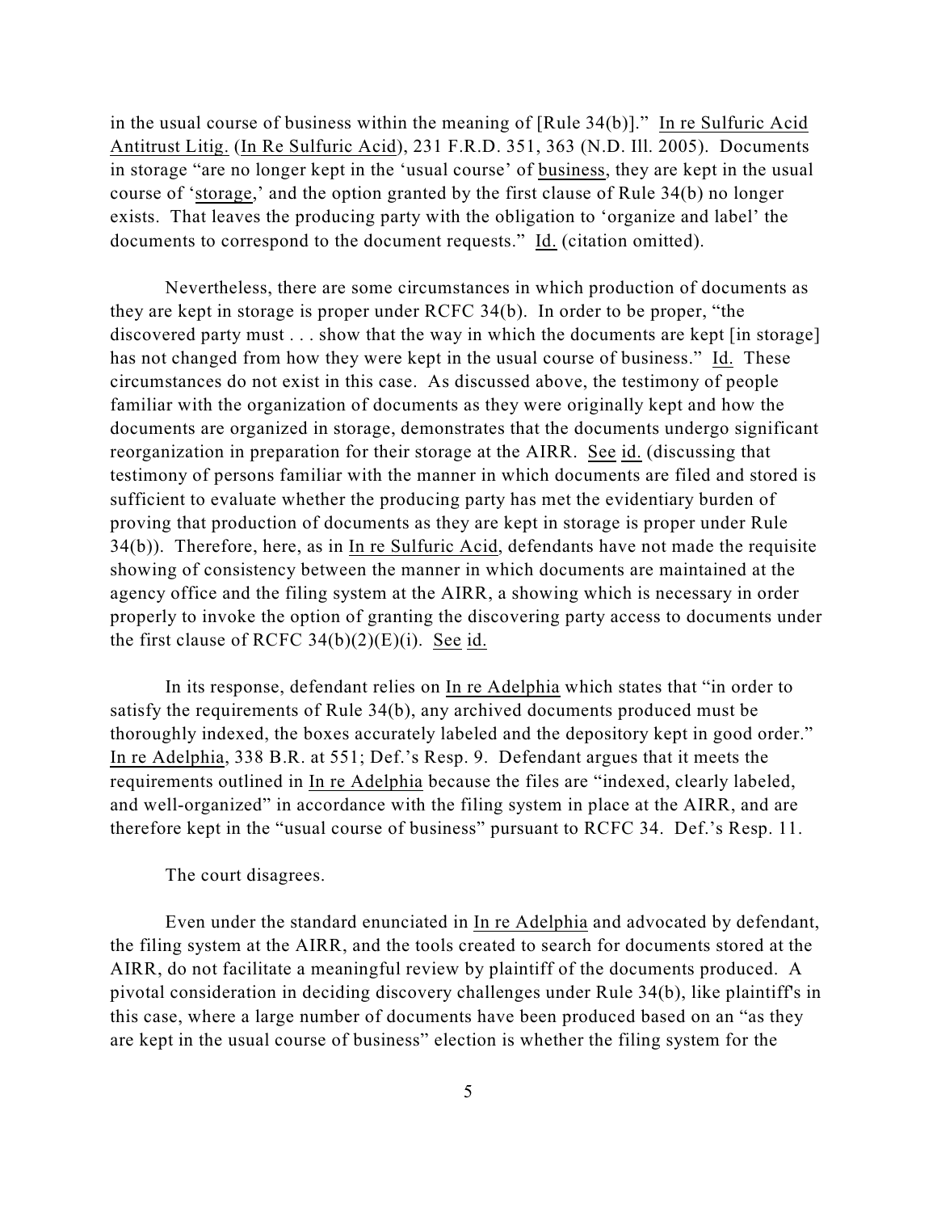in the usual course of business within the meaning of [Rule 34(b)]." In re Sulfuric Acid Antitrust Litig. (In Re Sulfuric Acid), 231 F.R.D. 351, 363 (N.D. Ill. 2005). Documents in storage "are no longer kept in the 'usual course' of business, they are kept in the usual course of 'storage,' and the option granted by the first clause of Rule 34(b) no longer exists. That leaves the producing party with the obligation to 'organize and label' the documents to correspond to the document requests." Id. (citation omitted).

Nevertheless, there are some circumstances in which production of documents as they are kept in storage is proper under RCFC 34(b). In order to be proper, "the discovered party must . . . show that the way in which the documents are kept [in storage] has not changed from how they were kept in the usual course of business." Id. These circumstances do not exist in this case. As discussed above, the testimony of people familiar with the organization of documents as they were originally kept and how the documents are organized in storage, demonstrates that the documents undergo significant reorganization in preparation for their storage at the AIRR. See id. (discussing that testimony of persons familiar with the manner in which documents are filed and stored is sufficient to evaluate whether the producing party has met the evidentiary burden of proving that production of documents as they are kept in storage is proper under Rule 34(b)). Therefore, here, as in In re Sulfuric Acid, defendants have not made the requisite showing of consistency between the manner in which documents are maintained at the agency office and the filing system at the AIRR, a showing which is necessary in order properly to invoke the option of granting the discovering party access to documents under the first clause of RCFC 34(b)(2)(E)(i). See id.

In its response, defendant relies on In re Adelphia which states that "in order to satisfy the requirements of Rule 34(b), any archived documents produced must be thoroughly indexed, the boxes accurately labeled and the depository kept in good order." In re Adelphia, 338 B.R. at 551; Def.'s Resp. 9. Defendant argues that it meets the requirements outlined in In re Adelphia because the files are "indexed, clearly labeled, and well-organized" in accordance with the filing system in place at the AIRR, and are therefore kept in the "usual course of business" pursuant to RCFC 34. Def.'s Resp. 11.

The court disagrees.

Even under the standard enunciated in In re Adelphia and advocated by defendant, the filing system at the AIRR, and the tools created to search for documents stored at the AIRR, do not facilitate a meaningful review by plaintiff of the documents produced. A pivotal consideration in deciding discovery challenges under Rule 34(b), like plaintiff's in this case, where a large number of documents have been produced based on an "as they are kept in the usual course of business" election is whether the filing system for the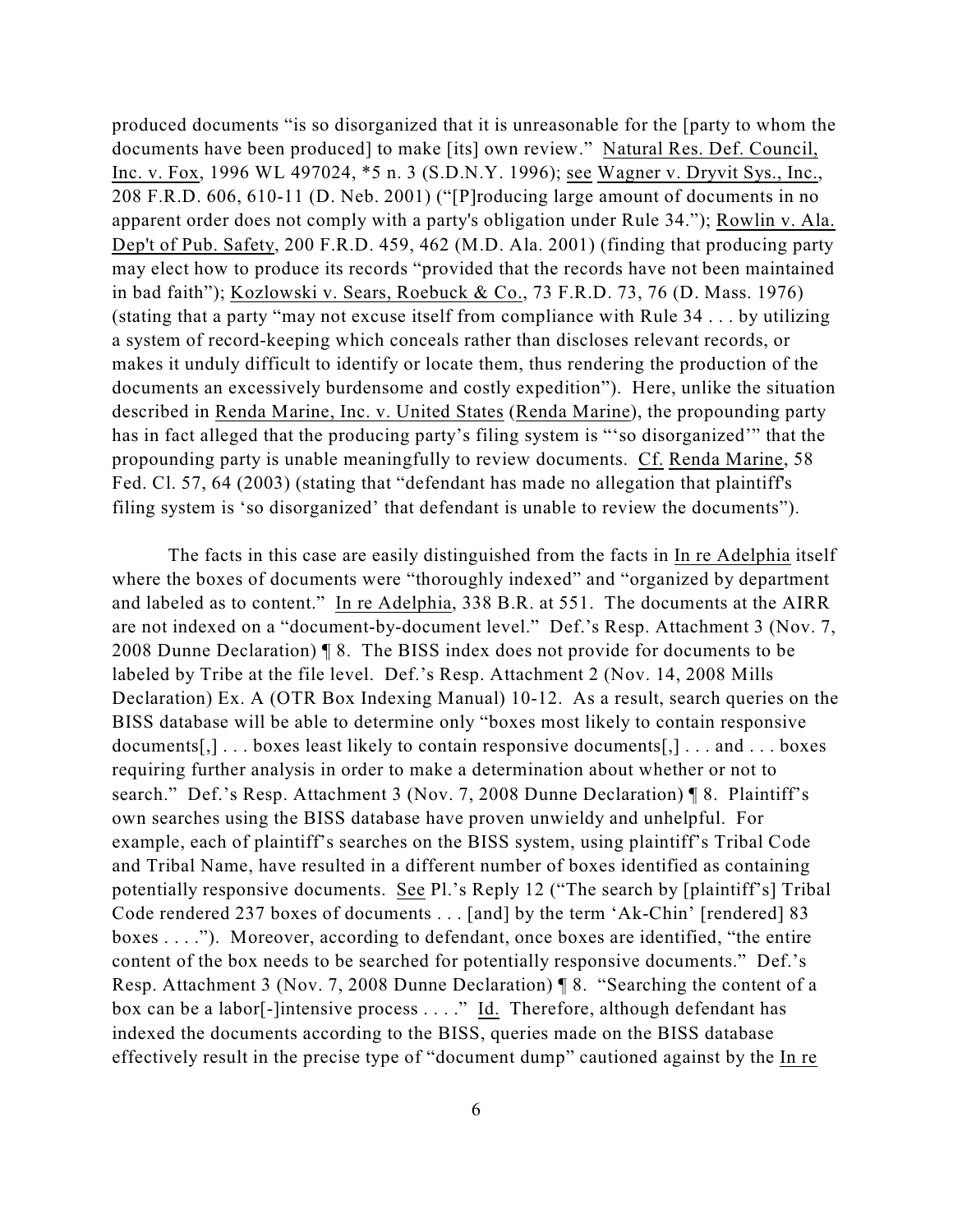produced documents "is so disorganized that it is unreasonable for the [party to whom the documents have been produced] to make [its] own review." Natural Res. Def. Council, Inc. v. Fox, 1996 WL 497024, *5 n. 3 (S.D.N.Y. 1996); see Wagner v. Dryvit Sys., Inc., 208 F.R.D. 606, 610-11 (D. Neb. 2001) ("[P]roducing large amount of documents in no apparent order does not comply with a party's obligation under Rule 34."); Rowlin v. Ala. Dep't of Pub. Safety, 200 F.R.D. 459, 462 (M.D. Ala. 2001) (finding that producing party may elect how to produce its records "provided that the records have not been maintained in bad faith"); Kozlowski v. Sears, Roebuck & Co., 73 F.R.D. 73, 76 (D. Mass. 1976) (stating that a party "may not excuse itself from compliance with Rule 34 . . . by utilizing a system of record-keeping which conceals rather than discloses relevant records, or makes it unduly difficult to identify or locate them, thus rendering the production of the documents an excessively burdensome and costly expedition"). Here, unlike the situation described in Renda Marine, Inc. v. United States (Renda Marine), the propounding party has in fact alleged that the producing party's filing system is "'so disorganized'" that the propounding party is unable meaningfully to review documents. Cf. Renda Marine, 58 Fed. Cl. 57, 64 (2003) (stating that "defendant has made no allegation that plaintiff's filing system is 'so disorganized' that defendant is unable to review the documents").

The facts in this case are easily distinguished from the facts in In re Adelphia itself where the boxes of documents were "thoroughly indexed" and "organized by department and labeled as to content." In re Adelphia, 338 B.R. at 551. The documents at the AIRR are not indexed on a "document-by-document level." Def.'s Resp. Attachment 3 (Nov. 7, 2008 Dunne Declaration) ¶ 8. The BISS index does not provide for documents to be labeled by Tribe at the file level. Def.'s Resp. Attachment 2 (Nov. 14, 2008 Mills Declaration) Ex. A (OTR Box Indexing Manual) 10-12. As a result, search queries on the BISS database will be able to determine only "boxes most likely to contain responsive documents[,] . . . boxes least likely to contain responsive documents[,] . . . and . . . boxes requiring further analysis in order to make a determination about whether or not to search." Def.'s Resp. Attachment 3 (Nov. 7, 2008 Dunne Declaration) ¶ 8. Plaintiff's own searches using the BISS database have proven unwieldy and unhelpful. For example, each of plaintiff's searches on the BISS system, using plaintiff's Tribal Code and Tribal Name, have resulted in a different number of boxes identified as containing potentially responsive documents. See Pl.'s Reply 12 ("The search by [plaintiff's] Tribal Code rendered 237 boxes of documents . . . [and] by the term 'Ak-Chin' [rendered] 83 boxes . . . ."). Moreover, according to defendant, once boxes are identified, "the entire content of the box needs to be searched for potentially responsive documents." Def.'s Resp. Attachment 3 (Nov. 7, 2008 Dunne Declaration) ¶ 8. "Searching the content of a box can be a labor[-]intensive process . . . ." Id. Therefore, although defendant has indexed the documents according to the BISS, queries made on the BISS database effectively result in the precise type of "document dump" cautioned against by the In re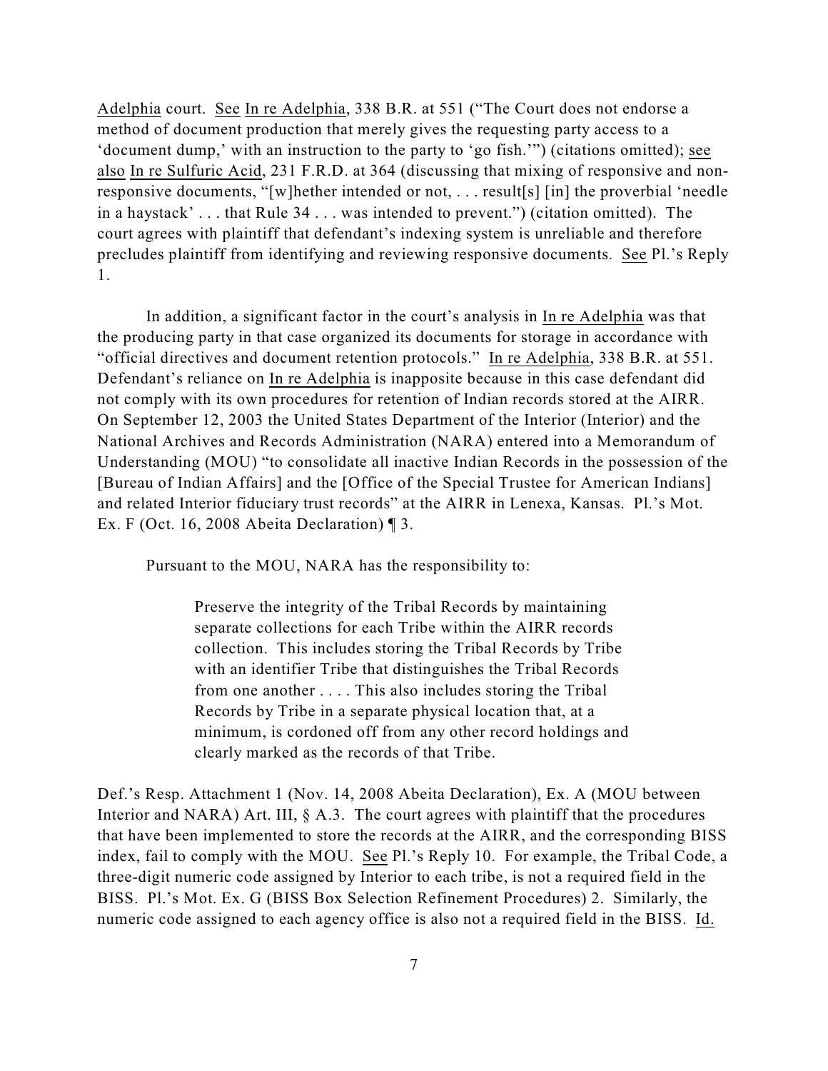Adelphia court. See In re Adelphia, 338 B.R. at 551 ("The Court does not endorse a method of document production that merely gives the requesting party access to a 'document dump,' with an instruction to the party to 'go fish.'") (citations omitted); see also In re Sulfuric Acid, 231 F.R.D. at 364 (discussing that mixing of responsive and non-responsive documents, "[w]hether intended or not, . . . result[s] [in] the proverbial 'needle in a haystack' . . . that Rule 34 . . . was intended to prevent.") (citation omitted). The court agrees with plaintiff that defendant's indexing system is unreliable and therefore precludes plaintiff from identifying and reviewing responsive documents. See Pl.'s Reply 1.

In addition, a significant factor in the court's analysis in In re Adelphia was that the producing party in that case organized its documents for storage in accordance with "official directives and document retention protocols." In re Adelphia, 338 B.R. at 551. Defendant's reliance on In re Adelphia is inapposite because in this case defendant did not comply with its own procedures for retention of Indian records stored at the AIRR. On September 12, 2003 the United States Department of the Interior (Interior) and the National Archives and Records Administration (NARA) entered into a Memorandum of Understanding (MOU) "to consolidate all inactive Indian Records in the possession of the [Bureau of Indian Affairs] and the [Office of the Special Trustee for American Indians] and related Interior fiduciary trust records" at the AIRR in Lenexa, Kansas. Pl.'s Mot. Ex. F (Oct. 16, 2008 Abeita Declaration) ¶ 3.

Pursuant to the MOU, NARA has the responsibility to:

> Preserve the integrity of the Tribal Records by maintaining separate collections for each Tribe within the AIRR records collection. This includes storing the Tribal Records by Tribe with an identifier Tribe that distinguishes the Tribal Records from one another . . . . This also includes storing the Tribal Records by Tribe in a separate physical location that, at a minimum, is cordoned off from any other record holdings and clearly marked as the records of that Tribe.

Def.'s Resp. Attachment 1 (Nov. 14, 2008 Abeita Declaration), Ex. A (MOU between Interior and NARA) Art. III, § A.3. The court agrees with plaintiff that the procedures that have been implemented to store the records at the AIRR, and the corresponding BISS index, fail to comply with the MOU. See Pl.'s Reply 10. For example, the Tribal Code, a three-digit numeric code assigned by Interior to each tribe, is not a required field in the BISS. Pl.'s Mot. Ex. G (BISS Box Selection Refinement Procedures) 2. Similarly, the numeric code assigned to each agency office is also not a required field in the BISS. Id.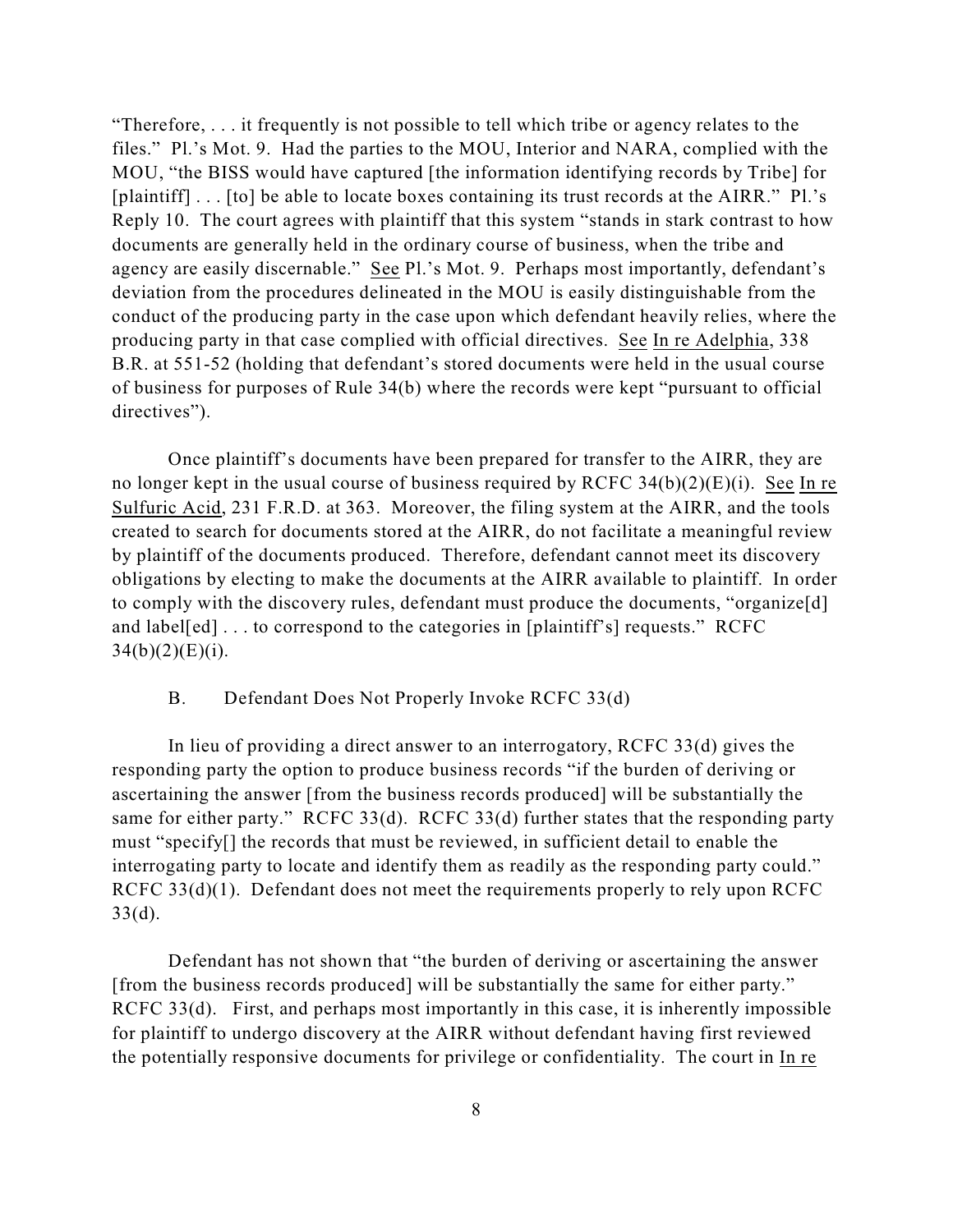"Therefore, . . . it frequently is not possible to tell which tribe or agency relates to the files." Pl.'s Mot. 9. Had the parties to the MOU, Interior and NARA, complied with the MOU, "the BISS would have captured [the information identifying records by Tribe] for [plaintiff] . . . [to] be able to locate boxes containing its trust records at the AIRR." Pl.'s Reply 10. The court agrees with plaintiff that this system "stands in stark contrast to how documents are generally held in the ordinary course of business, when the tribe and agency are easily discernable." See Pl.'s Mot. 9. Perhaps most importantly, defendant's deviation from the procedures delineated in the MOU is easily distinguishable from the conduct of the producing party in the case upon which defendant heavily relies, where the producing party in that case complied with official directives. See In re Adelphia, 338 B.R. at 551-52 (holding that defendant's stored documents were held in the usual course of business for purposes of Rule 34(b) where the records were kept "pursuant to official directives").

Once plaintiff's documents have been prepared for transfer to the AIRR, they are no longer kept in the usual course of business required by RCFC 34(b)(2)(E)(i). See In re Sulfuric Acid, 231 F.R.D. at 363. Moreover, the filing system at the AIRR, and the tools created to search for documents stored at the AIRR, do not facilitate a meaningful review by plaintiff of the documents produced. Therefore, defendant cannot meet its discovery obligations by electing to make the documents at the AIRR available to plaintiff. In order to comply with the discovery rules, defendant must produce the documents, "organize[d] and label[ed] . . . to correspond to the categories in [plaintiff's] requests." RCFC 34(b)(2)(E)(i).

### B. Defendant Does Not Properly Invoke RCFC 33(d)

In lieu of providing a direct answer to an interrogatory, RCFC 33(d) gives the responding party the option to produce business records "if the burden of deriving or ascertaining the answer [from the business records produced] will be substantially the same for either party." RCFC 33(d). RCFC 33(d) further states that the responding party must "specify[] the records that must be reviewed, in sufficient detail to enable the interrogating party to locate and identify them as readily as the responding party could." RCFC 33(d)(1). Defendant does not meet the requirements properly to rely upon RCFC 33(d).

Defendant has not shown that "the burden of deriving or ascertaining the answer [from the business records produced] will be substantially the same for either party." RCFC 33(d). First, and perhaps most importantly in this case, it is inherently impossible for plaintiff to undergo discovery at the AIRR without defendant having first reviewed the potentially responsive documents for privilege or confidentiality. The court in In re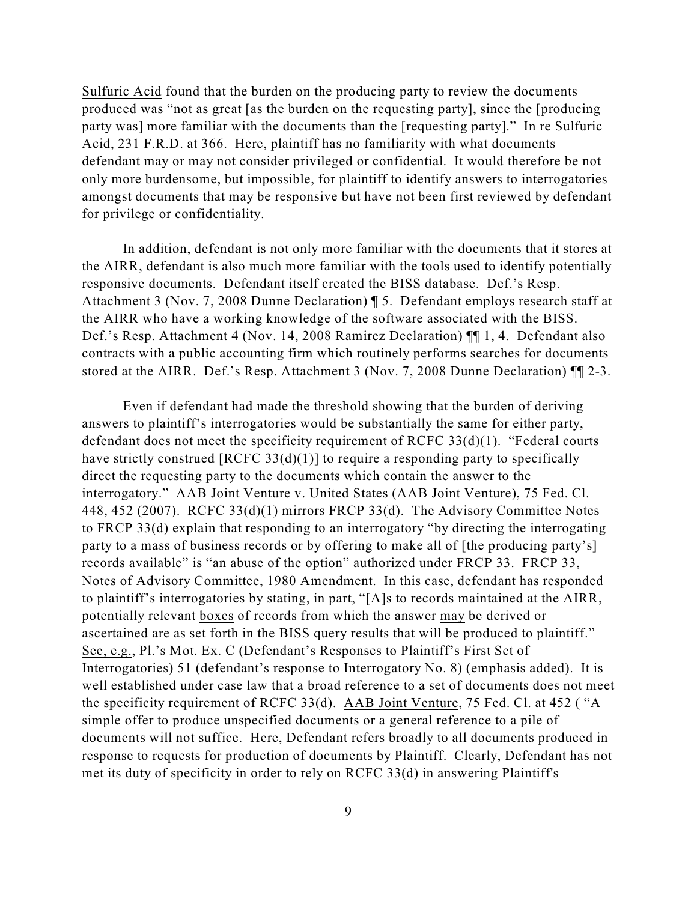Sulfuric Acid found that the burden on the producing party to review the documents produced was "not as great [as the burden on the requesting party], since the [producing party was] more familiar with the documents than the [requesting party]." In re Sulfuric Acid, 231 F.R.D. at 366. Here, plaintiff has no familiarity with what documents defendant may or may not consider privileged or confidential. It would therefore be not only more burdensome, but impossible, for plaintiff to identify answers to interrogatories amongst documents that may be responsive but have not been first reviewed by defendant for privilege or confidentiality.

In addition, defendant is not only more familiar with the documents that it stores at the AIRR, defendant is also much more familiar with the tools used to identify potentially responsive documents. Defendant itself created the BISS database. Def.'s Resp. Attachment 3 (Nov. 7, 2008 Dunne Declaration) ¶ 5. Defendant employs research staff at the AIRR who have a working knowledge of the software associated with the BISS. Def.'s Resp. Attachment 4 (Nov. 14, 2008 Ramirez Declaration) ¶¶ 1, 4. Defendant also contracts with a public accounting firm which routinely performs searches for documents stored at the AIRR. Def.'s Resp. Attachment 3 (Nov. 7, 2008 Dunne Declaration) ¶¶ 2-3.

Even if defendant had made the threshold showing that the burden of deriving answers to plaintiff's interrogatories would be substantially the same for either party, defendant does not meet the specificity requirement of RCFC 33(d)(1). "Federal courts have strictly construed [RCFC 33(d)(1)] to require a responding party to specifically direct the requesting party to the documents which contain the answer to the interrogatory." AAB Joint Venture v. United States (AAB Joint Venture), 75 Fed. Cl. 448, 452 (2007). RCFC 33(d)(1) mirrors FRCP 33(d). The Advisory Committee Notes to FRCP 33(d) explain that responding to an interrogatory "by directing the interrogating party to a mass of business records or by offering to make all of [the producing party's] records available" is "an abuse of the option" authorized under FRCP 33. FRCP 33, Notes of Advisory Committee, 1980 Amendment. In this case, defendant has responded to plaintiff's interrogatories by stating, in part, "[A]s to records maintained at the AIRR, potentially relevant boxes of records from which the answer may be derived or ascertained are as set forth in the BISS query results that will be produced to plaintiff." See, e.g., Pl.'s Mot. Ex. C (Defendant's Responses to Plaintiff's First Set of Interrogatories) 51 (defendant's response to Interrogatory No. 8) (emphasis added). It is well established under case law that a broad reference to a set of documents does not meet the specificity requirement of RCFC 33(d). AAB Joint Venture, 75 Fed. Cl. at 452 ( "A simple offer to produce unspecified documents or a general reference to a pile of documents will not suffice. Here, Defendant refers broadly to all documents produced in response to requests for production of documents by Plaintiff. Clearly, Defendant has not met its duty of specificity in order to rely on RCFC 33(d) in answering Plaintiff's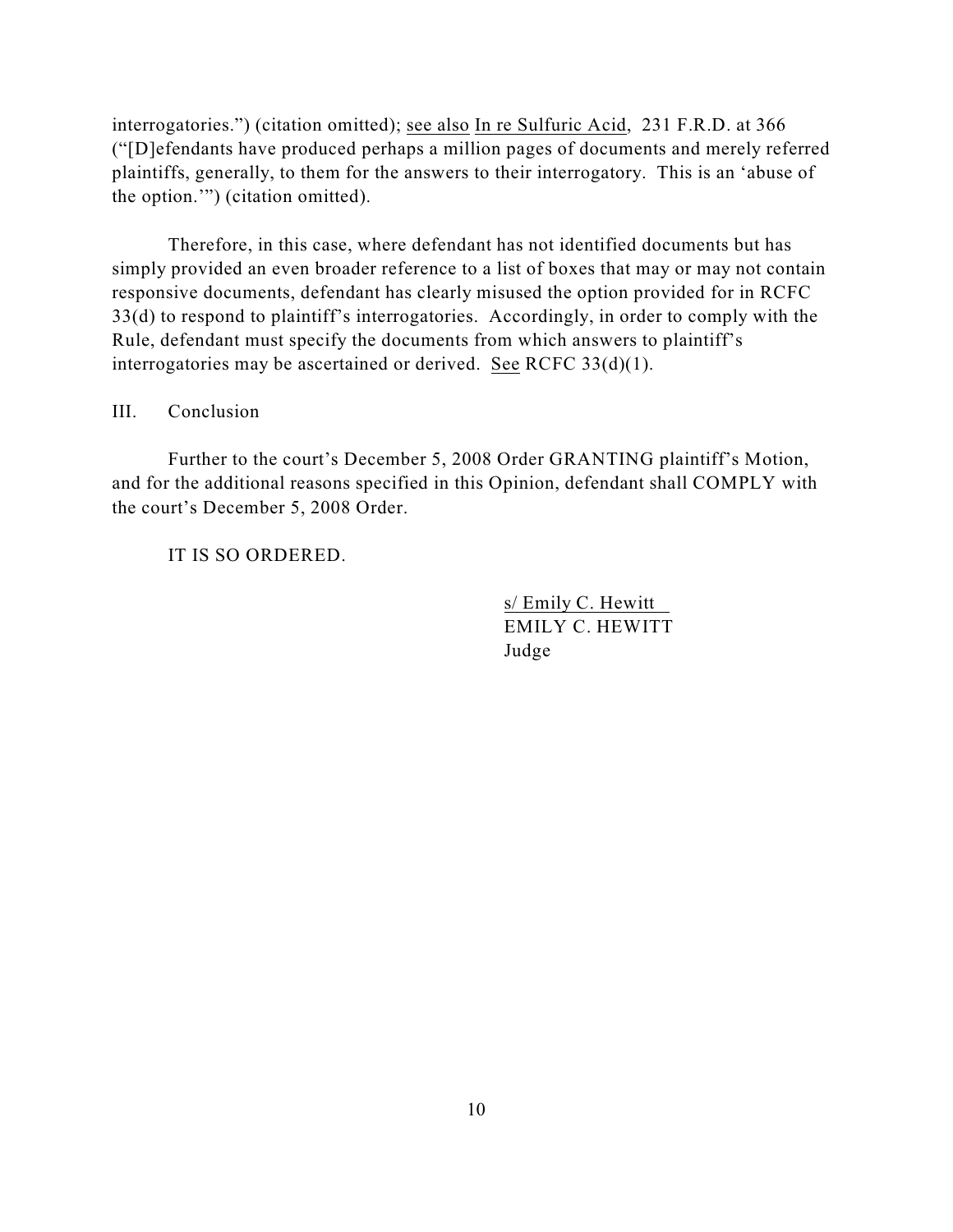interrogatories.") (citation omitted); see also In re Sulfuric Acid, 231 F.R.D. at 366 ("[D]efendants have produced perhaps a million pages of documents and merely referred plaintiffs, generally, to them for the answers to their interrogatory. This is an 'abuse of the option.'") (citation omitted).

Therefore, in this case, where defendant has not identified documents but has simply provided an even broader reference to a list of boxes that may or may not contain responsive documents, defendant has clearly misused the option provided for in RCFC 33(d) to respond to plaintiff's interrogatories. Accordingly, in order to comply with the Rule, defendant must specify the documents from which answers to plaintiff's interrogatories may be ascertained or derived. See RCFC 33(d)(1).

## III. Conclusion

Further to the court's December 5, 2008 Order GRANTING plaintiff's Motion, and for the additional reasons specified in this Opinion, defendant shall COMPLY with the court's December 5, 2008 Order.

IT IS SO ORDERED.

s/ Emily C. Hewitt
EMILY C. HEWITT
Judge